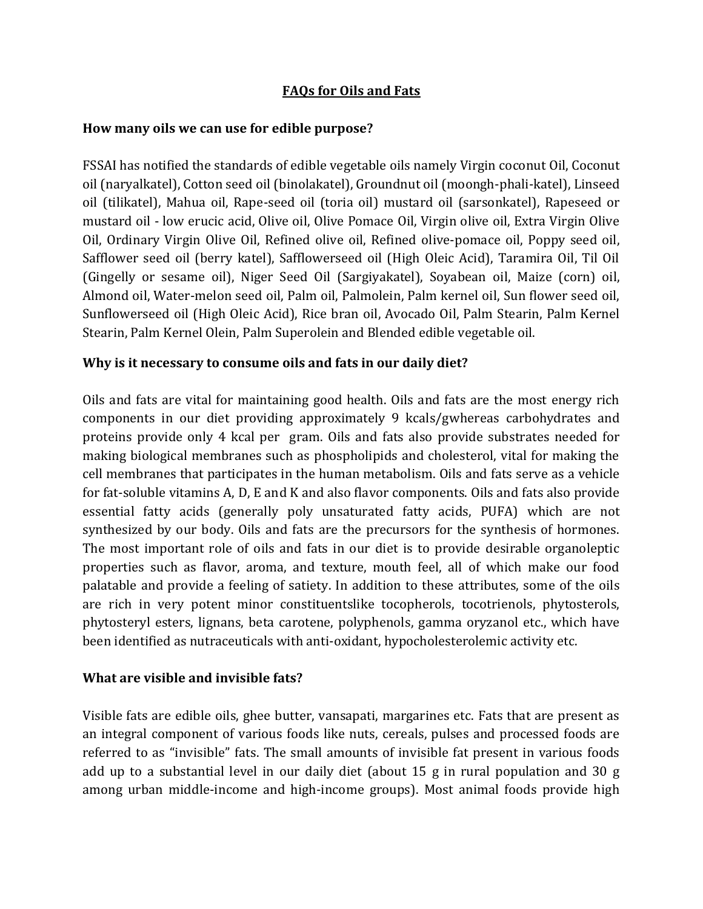# FAQs for Oils and Fats

### How many oils we can use for edible purpose?

FSSAI has notified the standards of edible vegetable oils namely Virgin coconut Oil, Coconut oil (naryalkatel), Cotton seed oil (binolakatel), Groundnut oil (moongh-phali-katel), Linseed oil (tilikatel), Mahua oil, Rape-seed oil (toria oil) mustard oil (sarsonkatel), Rapeseed or mustard oil - low erucic acid, Olive oil, Olive Pomace Oil, Virgin olive oil, Extra Virgin Olive Oil, Ordinary Virgin Olive Oil, Refined olive oil, Refined olive-pomace oil, Poppy seed oil, Safflower seed oil (berry katel), Safflowerseed oil (High Oleic Acid), Taramira Oil, Til Oil (Gingelly or sesame oil), Niger Seed Oil (Sargiyakatel), Soyabean oil, Maize (corn) oil, Almond oil, Water-melon seed oil, Palm oil, Palmolein, Palm kernel oil, Sun flower seed oil, Sunflowerseed oil (High Oleic Acid), Rice bran oil, Avocado Oil, Palm Stearin, Palm Kernel Stearin, Palm Kernel Olein, Palm Superolein and Blended edible vegetable oil.

### Why is it necessary to consume oils and fats in our daily diet?

Oils and fats are vital for maintaining good health. Oils and fats are the most energy rich components in our diet providing approximately 9 kcals/gwhereas carbohydrates and proteins provide only 4 kcal per gram. Oils and fats also provide substrates needed for making biological membranes such as phospholipids and cholesterol, vital for making the cell membranes that participates in the human metabolism. Oils and fats serve as a vehicle for fat-soluble vitamins A, D, E and K and also flavor components. Oils and fats also provide essential fatty acids (generally poly unsaturated fatty acids, PUFA) which are not synthesized by our body. Oils and fats are the precursors for the synthesis of hormones. The most important role of oils and fats in our diet is to provide desirable organoleptic properties such as flavor, aroma, and texture, mouth feel, all of which make our food palatable and provide a feeling of satiety. In addition to these attributes, some of the oils are rich in very potent minor constituentslike tocopherols, tocotrienols, phytosterols, phytosteryl esters, lignans, beta carotene, polyphenols, gamma oryzanol etc., which have been identified as nutraceuticals with anti-oxidant, hypocholesterolemic activity etc.

### What are visible and invisible fats?

Visible fats are edible oils, ghee butter, vansapati, margarines etc. Fats that are present as an integral component of various foods like nuts, cereals, pulses and processed foods are referred to as "invisible" fats. The small amounts of invisible fat present in various foods add up to a substantial level in our daily diet (about 15 g in rural population and 30 g among urban middle-income and high-income groups). Most animal foods provide high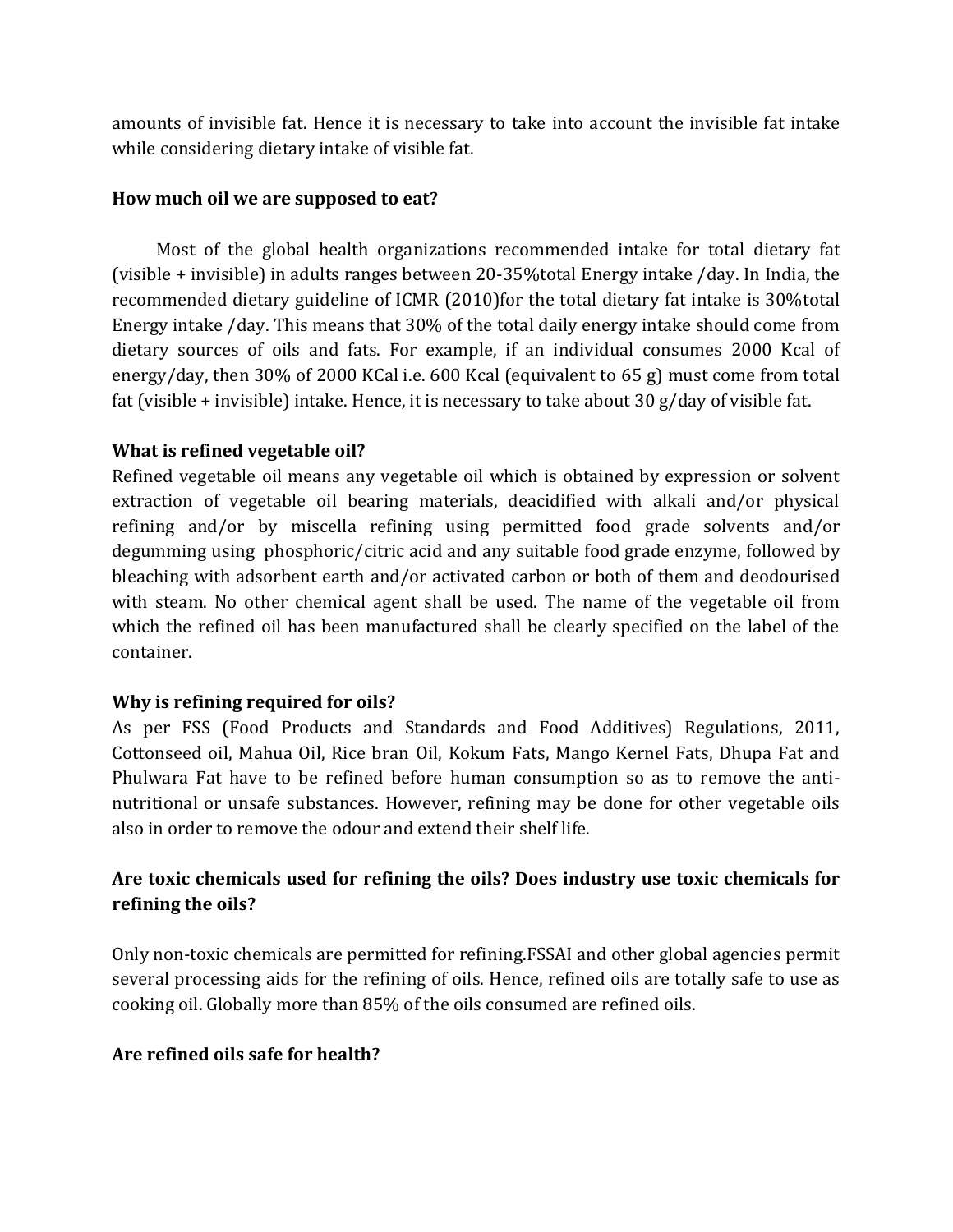amounts of invisible fat. Hence it is necessary to take into account the invisible fat intake while considering dietary intake of visible fat.

**How much oil we are supposed to eat?**

Most of the global health organizations recommended intake for total dietary fat (visible + invisible) in adults ranges between 20-35%total Energy intake /day. In India, the recommended dietary guideline of ICMR (2010)for the total dietary fat intake is 30%total Energy intake /day. This means that 30% of the total daily energy intake should come from dietary sources of oils and fats. For example, if an individual consumes 2000 Kcal of energy/day, then 30% of 2000 KCal i.e. 600 Kcal (equivalent to 65 g) must come from total fat (visible + invisible) intake. Hence, it is necessary to take about 30 g/day of visible fat.

**What is refined vegetable oil?**

Refined vegetable oil means any vegetable oil which is obtained by expression or solvent extraction of vegetable oil bearing materials, deacidified with alkali and/or physical refining and/or by miscella refining using permitted food grade solvents and/or degumming using phosphoric/citric acid and any suitable food grade enzyme, followed by bleaching with adsorbent earth and/or activated carbon or both of them and deodourised with steam. No other chemical agent shall be used. The name of the vegetable oil from which the refined oil has been manufactured shall be clearly specified on the label of the container.

**Why is refining required for oils?**

As per FSS (Food Products and Standards and Food Additives) Regulations, 2011, Cottonseed oil, Mahua Oil, Rice bran Oil, Kokum Fats, Mango Kernel Fats, Dhupa Fat and Phulwara Fat have to be refined before human consumption so as to remove the anti-nutritional or unsafe substances. However, refining may be done for other vegetable oils also in order to remove the odour and extend their shelf life.

**Are toxic chemicals used for refining the oils? Does industry use toxic chemicals for refining the oils?**

Only non-toxic chemicals are permitted for refining.FSSAI and other global agencies permit several processing aids for the refining of oils. Hence, refined oils are totally safe to use as cooking oil. Globally more than 85% of the oils consumed are refined oils.

**Are refined oils safe for health?**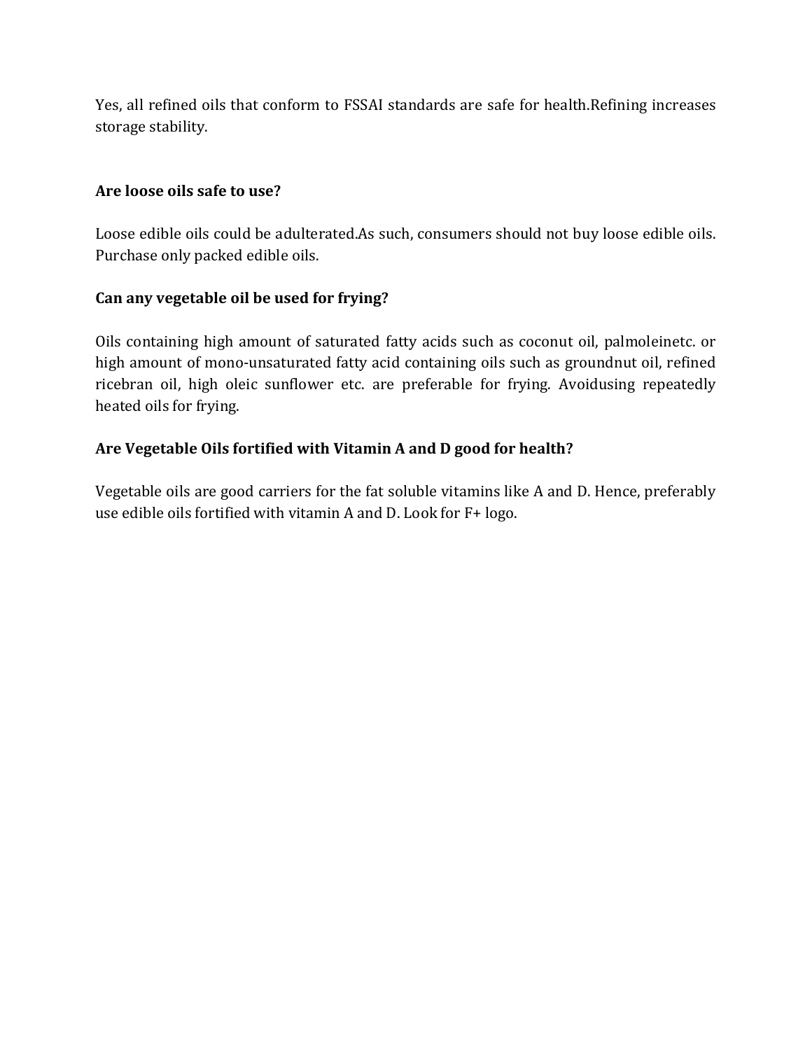Yes, all refined oils that conform to FSSAI standards are safe for health.Refining increases storage stability.

**Are loose oils safe to use?**

Loose edible oils could be adulterated.As such, consumers should not buy loose edible oils. Purchase only packed edible oils.

**Can any vegetable oil be used for frying?**

Oils containing high amount of saturated fatty acids such as coconut oil, palmoleinetc. or high amount of mono-unsaturated fatty acid containing oils such as groundnut oil, refined ricebran oil, high oleic sunflower etc. are preferable for frying. Avoidusing repeatedly heated oils for frying.

**Are Vegetable Oils fortified with Vitamin A and D good for health?**

Vegetable oils are good carriers for the fat soluble vitamins like A and D. Hence, preferably use edible oils fortified with vitamin A and D. Look for F+ logo.